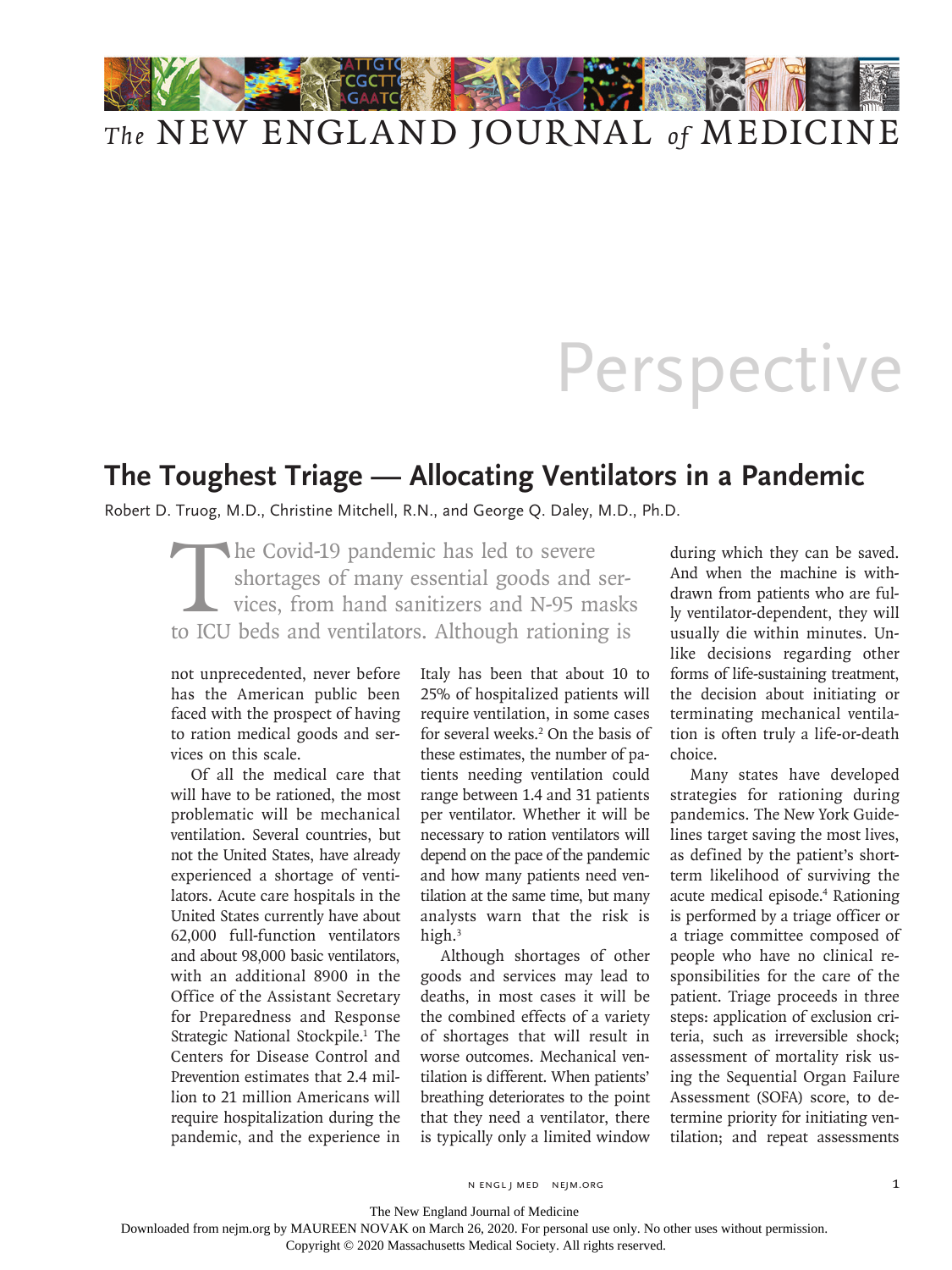# Perspective

## The Toughest Triage — Allocating Ventilators in a Pandemic

Robert D. Truog, M.D., Christine Mitchell, R.N., and George Q. Daley, M.D., Ph.D.

The Covid-19 pandemic has led to severe shortages of many essential goods and services, from hand sanitizers and N-95 masks to ICU beds and ventilators. Although rationing is not unprecedented, never before has the American public been faced with the prospect of having to ration medical goods and services on this scale.

Of all the medical care that will have to be rationed, the most problematic will be mechanical ventilation. Several countries, but not the United States, have already experienced a shortage of ventilators. Acute care hospitals in the United States currently have about 62,000 full-function ventilators and about 98,000 basic ventilators, with an additional 8900 in the Office of the Assistant Secretary for Preparedness and Response Strategic National Stockpile.[1] The Centers for Disease Control and Prevention estimates that 2.4 million to 21 million Americans will require hospitalization during the pandemic, and the experience in Italy has been that about 10 to 25% of hospitalized patients will require ventilation, in some cases for several weeks.[2] On the basis of these estimates, the number of patients needing ventilation could range between 1.4 and 31 patients per ventilator. Whether it will be necessary to ration ventilators will depend on the pace of the pandemic and how many patients need ventilation at the same time, but many analysts warn that the risk is high.[3]

Although shortages of other goods and services may lead to deaths, in most cases it will be the combined effects of a variety of shortages that will result in worse outcomes. Mechanical ventilation is different. When patients' breathing deteriorates to the point that they need a ventilator, there is typically only a limited window during which they can be saved. And when the machine is withdrawn from patients who are fully ventilator-dependent, they will usually die within minutes. Unlike decisions regarding other forms of life-sustaining treatment, the decision about initiating or terminating mechanical ventilation is often truly a life-or-death choice.

Many states have developed strategies for rationing during pandemics. The New York Guidelines target saving the most lives, as defined by the patient's short-term likelihood of surviving the acute medical episode.[4] Rationing is performed by a triage officer or a triage committee composed of people who have no clinical responsibilities for the care of the patient. Triage proceeds in three steps: application of exclusion criteria, such as irreversible shock; assessment of mortality risk using the Sequential Organ Failure Assessment (SOFA) score, to determine priority for initiating ventilation; and repeat assessments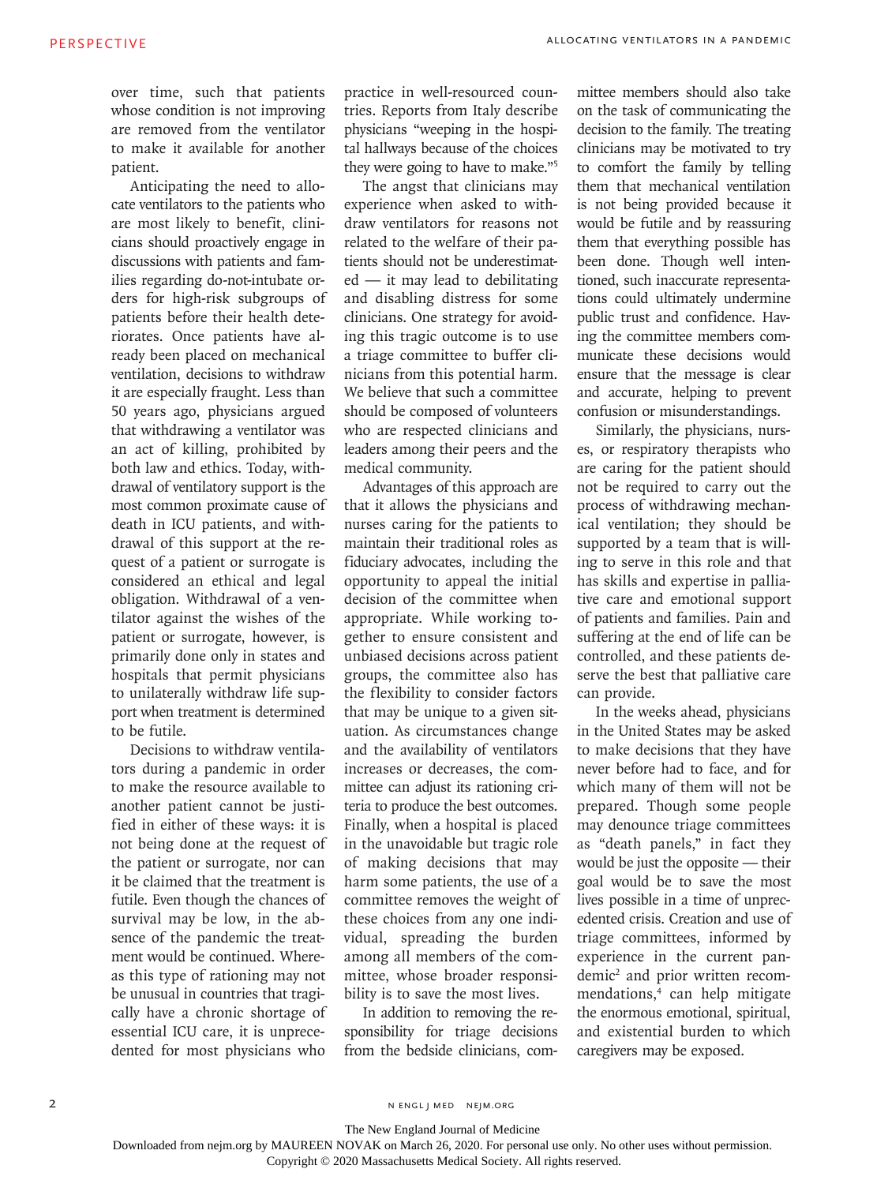over time, such that patients whose condition is not improving are removed from the ventilator to make it available for another patient.

Anticipating the need to allocate ventilators to the patients who are most likely to benefit, clinicians should proactively engage in discussions with patients and families regarding do-not-intubate orders for high-risk subgroups of patients before their health deteriorates. Once patients have already been placed on mechanical ventilation, decisions to withdraw it are especially fraught. Less than 50 years ago, physicians argued that withdrawing a ventilator was an act of killing, prohibited by both law and ethics. Today, withdrawal of ventilatory support is the most common proximate cause of death in ICU patients, and withdrawal of this support at the request of a patient or surrogate is considered an ethical and legal obligation. Withdrawal of a ventilator against the wishes of the patient or surrogate, however, is primarily done only in states and hospitals that permit physicians to unilaterally withdraw life support when treatment is determined to be futile.

Decisions to withdraw ventilators during a pandemic in order to make the resource available to another patient cannot be justified in either of these ways: it is not being done at the request of the patient or surrogate, nor can it be claimed that the treatment is futile. Even though the chances of survival may be low, in the absence of the pandemic the treatment would be continued. Whereas this type of rationing may not be unusual in countries that tragically have a chronic shortage of essential ICU care, it is unprecedented for most physicians who practice in well-resourced countries. Reports from Italy describe physicians "weeping in the hospital hallways because of the choices they were going to have to make."[5]

The angst that clinicians may experience when asked to withdraw ventilators for reasons not related to the welfare of their patients should not be underestimated — it may lead to debilitating and disabling distress for some clinicians. One strategy for avoiding this tragic outcome is to use a triage committee to buffer clinicians from this potential harm. We believe that such a committee should be composed of volunteers who are respected clinicians and leaders among their peers and the medical community.

Advantages of this approach are that it allows the physicians and nurses caring for the patients to maintain their traditional roles as fiduciary advocates, including the opportunity to appeal the initial decision of the committee when appropriate. While working together to ensure consistent and unbiased decisions across patient groups, the committee also has the flexibility to consider factors that may be unique to a given situation. As circumstances change and the availability of ventilators increases or decreases, the committee can adjust its rationing criteria to produce the best outcomes. Finally, when a hospital is placed in the unavoidable but tragic role of making decisions that may harm some patients, the use of a committee removes the weight of these choices from any one individual, spreading the burden among all members of the committee, whose broader responsibility is to save the most lives.

In addition to removing the responsibility for triage decisions from the bedside clinicians, committee members should also take on the task of communicating the decision to the family. The treating clinicians may be motivated to try to comfort the family by telling them that mechanical ventilation is not being provided because it would be futile and by reassuring them that everything possible has been done. Though well intentioned, such inaccurate representations could ultimately undermine public trust and confidence. Having the committee members communicate these decisions would ensure that the message is clear and accurate, helping to prevent confusion or misunderstandings.

Similarly, the physicians, nurses, or respiratory therapists who are caring for the patient should not be required to carry out the process of withdrawing mechanical ventilation; they should be supported by a team that is willing to serve in this role and that has skills and expertise in palliative care and emotional support of patients and families. Pain and suffering at the end of life can be controlled, and these patients deserve the best that palliative care can provide.

In the weeks ahead, physicians in the United States may be asked to make decisions that they have never before had to face, and for which many of them will not be prepared. Though some people may denounce triage committees as "death panels," in fact they would be just the opposite — their goal would be to save the most lives possible in a time of unprecedented crisis. Creation and use of triage committees, informed by experience in the current pandemic[2] and prior written recommendations,[4] can help mitigate the enormous emotional, spiritual, and existential burden to which caregivers may be exposed.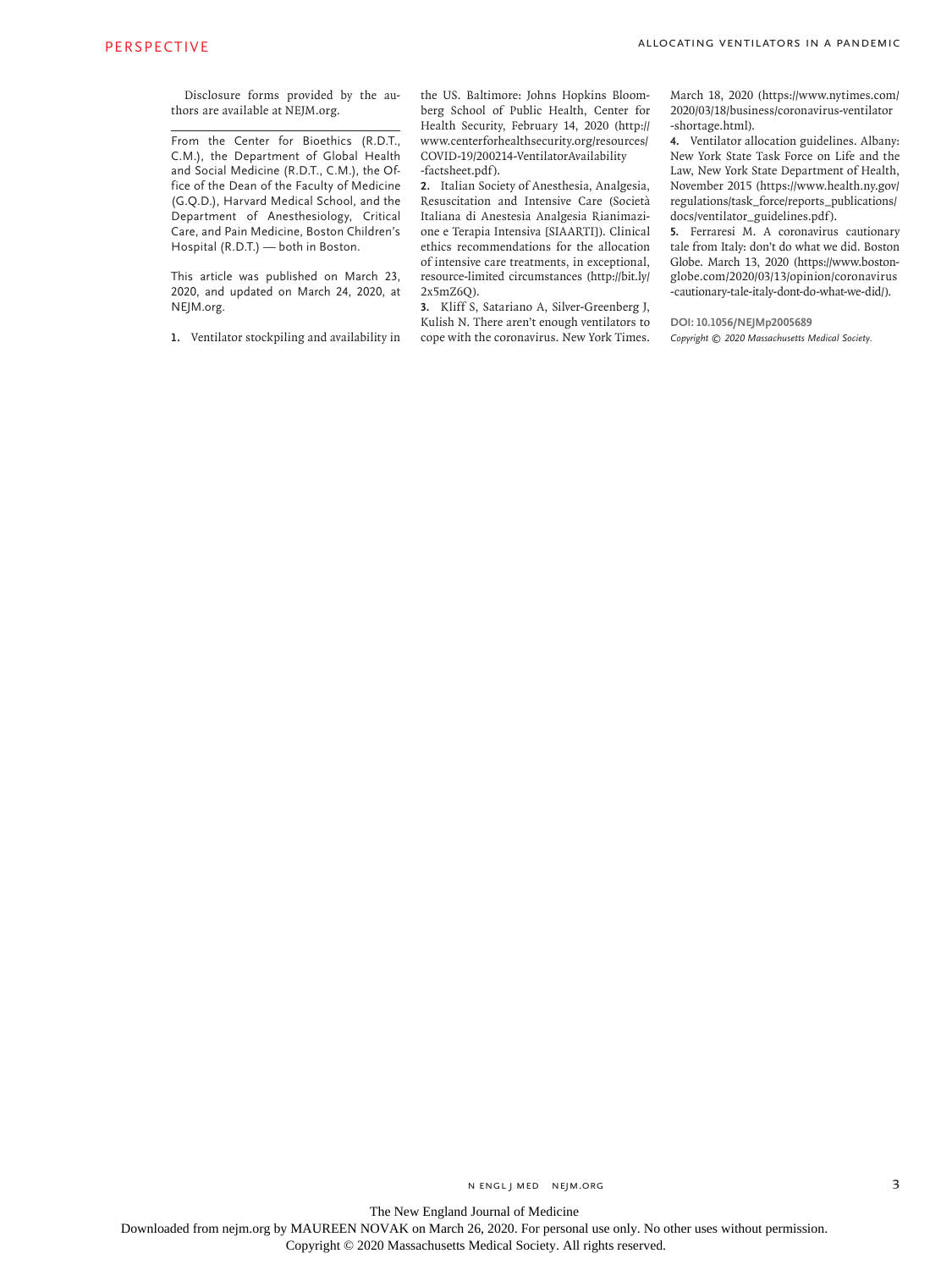Disclosure forms provided by the authors are available at NEJM.org.

From the Center for Bioethics (R.D.T., C.M.), the Department of Global Health and Social Medicine (R.D.T., C.M.), the Office of the Dean of the Faculty of Medicine (G.Q.D.), Harvard Medical School, and the Department of Anesthesiology, Critical Care, and Pain Medicine, Boston Children's Hospital (R.D.T.) — both in Boston.

This article was published on March 23, 2020, and updated on March 24, 2020, at NEJM.org.

1. Ventilator stockpiling and availability in the US. Baltimore: Johns Hopkins Bloomberg School of Public Health, Center for Health Security, February 14, 2020 (http://www.centerforhealthsecurity.org/resources/COVID-19/200214-VentilatorAvailability-factsheet.pdf).

2. Italian Society of Anesthesia, Analgesia, Resuscitation and Intensive Care (Società Italiana di Anestesia Analgesia Rianimazione e Terapia Intensiva [SIAARTI]). Clinical ethics recommendations for the allocation of intensive care treatments, in exceptional, resource-limited circumstances (http://bit.ly/2x5mZ6Q).

3. Kliff S, Satariano A, Silver-Greenberg J, Kulish N. There aren't enough ventilators to cope with the coronavirus. New York Times. March 18, 2020 (https://www.nytimes.com/2020/03/18/business/coronavirus-ventilator-shortage.html).

4. Ventilator allocation guidelines. Albany: New York State Task Force on Life and the Law, New York State Department of Health, November 2015 (https://www.health.ny.gov/regulations/task_force/reports_publications/docs/ventilator_guidelines.pdf).

5. Ferraresi M. A coronavirus cautionary tale from Italy: don't do what we did. Boston Globe. March 13, 2020 (https://www.bostonglobe.com/2020/03/13/opinion/coronavirus-cautionary-tale-italy-dont-do-what-we-did/).

**DOI: 10.1056/NEJMp2005689**

*Copyright © 2020 Massachusetts Medical Society.*